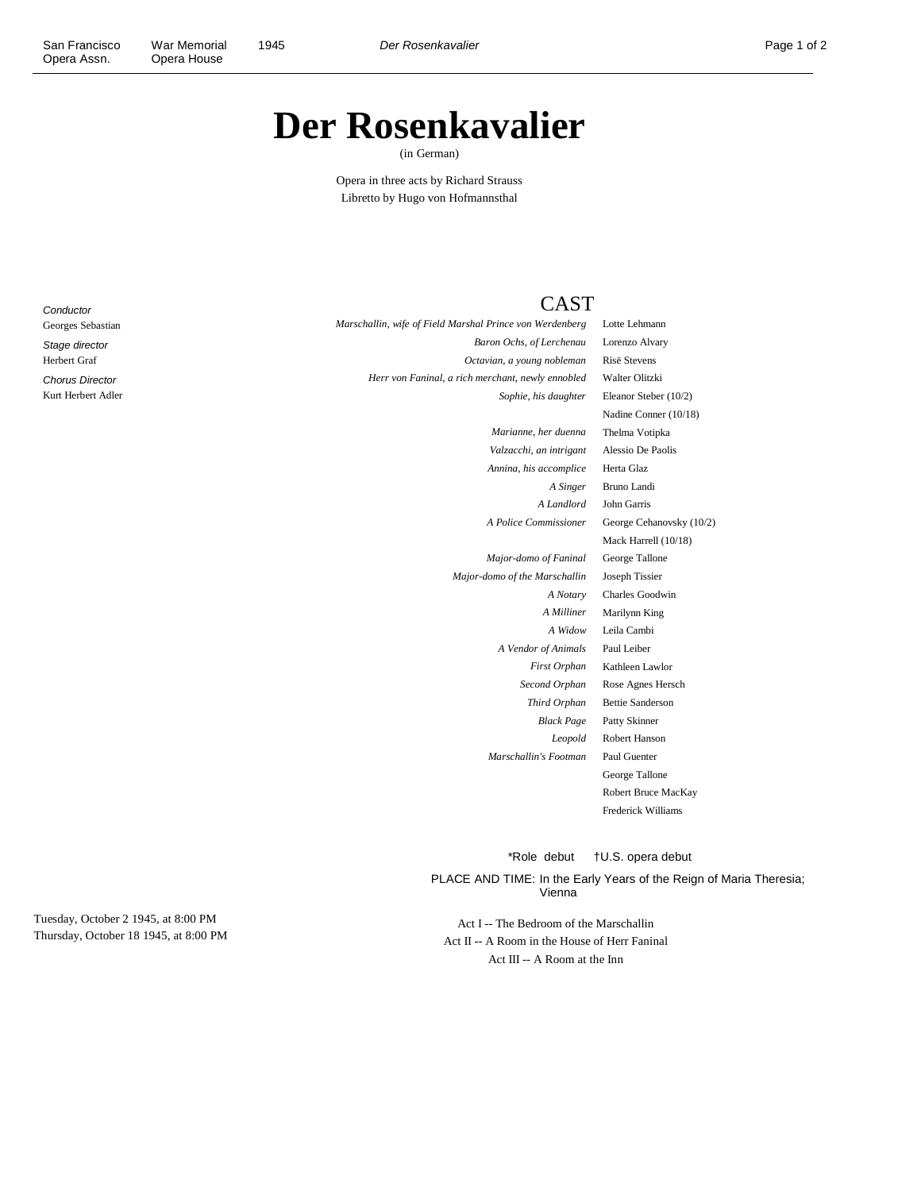# Der Rosenkavalier

(in German)

Opera in three acts by Richard Strauss
Libretto by Hugo von Hofmannsthal

*Conductor*
Georges Sebastian

*Stage director*
Herbert Graf

*Chorus Director*
Kurt Herbert Adler

## CAST

| Role | Performer |
|---|---|
| *Marschallin, wife of Field Marshal Prince von Werdenberg* | Lotte Lehmann |
| *Baron Ochs, of Lerchenau* | Lorenzo Alvary |
| *Octavian, a young nobleman* | Risë Stevens |
| *Herr von Faninal, a rich merchant, newly ennobled* | Walter Olitzki |
| *Sophie, his daughter* | Eleanor Steber (10/2) |
| | Nadine Conner (10/18) |
| *Marianne, her duenna* | Thelma Votipka |
| *Valzacchi, an intrigant* | Alessio De Paolis |
| *Annina, his accomplice* | Herta Glaz |
| *A Singer* | Bruno Landi |
| *A Landlord* | John Garris |
| *A Police Commissioner* | George Cehanovsky (10/2) |
| | Mack Harrell (10/18) |
| *Major-domo of Faninal* | George Tallone |
| *Major-domo of the Marschallin* | Joseph Tissier |
| *A Notary* | Charles Goodwin |
| *A Milliner* | Marilynn King |
| *A Widow* | Leila Cambi |
| *A Vendor of Animals* | Paul Leiber |
| *First Orphan* | Kathleen Lawlor |
| *Second Orphan* | Rose Agnes Hersch |
| *Third Orphan* | Bettie Sanderson |
| *Black Page* | Patty Skinner |
| *Leopold* | Robert Hanson |
| *Marschallin's Footman* | Paul Guenter |
| | George Tallone |
| | Robert Bruce MacKay |
| | Frederick Williams |

*Role debut †U.S. opera debut

PLACE AND TIME: In the Early Years of the Reign of Maria Theresia; Vienna

Act I -- The Bedroom of the Marschallin
Act II -- A Room in the House of Herr Faninal
Act III -- A Room at the Inn

Tuesday, October 2 1945, at 8:00 PM
Thursday, October 18 1945, at 8:00 PM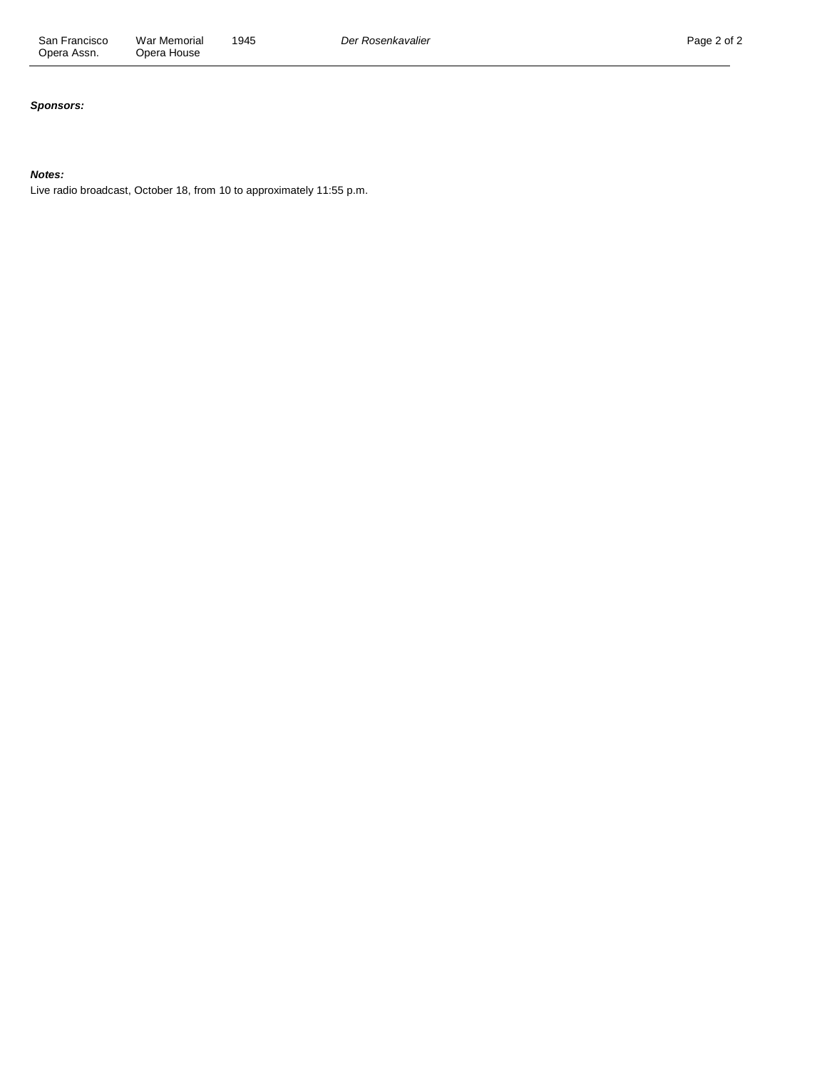***Sponsors:***

***Notes:***

Live radio broadcast, October 18, from 10 to approximately 11:55 p.m.